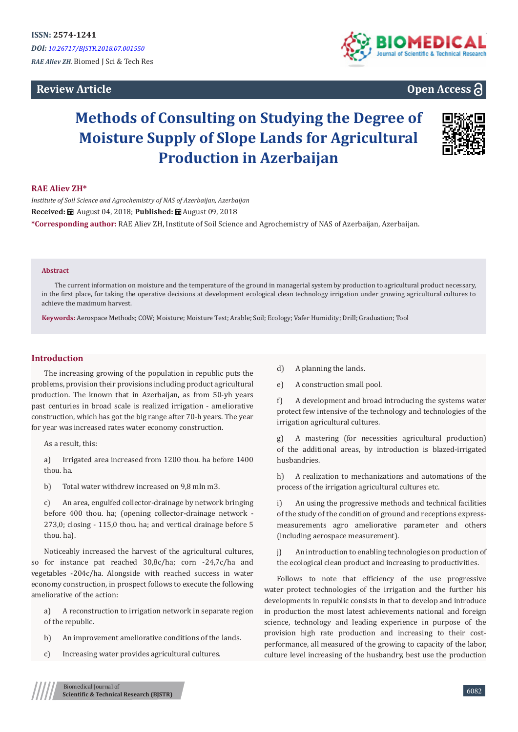ISSN: 2574-1241

*DOI: 10.26717/BJSTR.2018.07.001550*

*RAE Aliev ZH.* Biomed J Sci & Tech Res

**Review Article** | **Open Access**

# Methods of Consulting on Studying the Degree of Moisture Supply of Slope Lands for Agricultural Production in Azerbaijan

**RAE Aliev ZH\***

*Institute of Soil Science and Agrochemistry of NAS of Azerbaijan, Azerbaijan*

**Received:** August 04, 2018; **Published:** August 09, 2018

**\*Corresponding author:** RAE Aliev ZH, Institute of Soil Science and Agrochemistry of NAS of Azerbaijan, Azerbaijan.

### Abstract

The current information on moisture and the temperature of the ground in managerial system by production to agricultural product necessary, in the first place, for taking the operative decisions at development ecological clean technology irrigation under growing agricultural cultures to achieve the maximum harvest.

**Keywords:** Aerospace Methods; COW; Moisture; Moisture Test; Arable; Soil; Ecology; Vafer Humidity; Drill; Graduation; Tool

## Introduction

The increasing growing of the population in republic puts the problems, provision their provisions including product agricultural production. The known that in Azerbaijan, as from 50-yh years past centuries in broad scale is realized irrigation - ameliorative construction, which has got the big range after 70-h years. The year for year was increased rates water economy construction.

As a result, this:

a) Irrigated area increased from 1200 thou. ha before 1400 thou. ha.

b) Total water withdrew increased on 9,8 mln m3.

c) An area, engulfed collector-drainage by network bringing before 400 thou. ha; (opening collector-drainage network - 273,0; closing - 115,0 thou. ha; and vertical drainage before 5 thou. ha).

Noticeably increased the harvest of the agricultural cultures, so for instance pat reached 30,8c/ha; corn -24,7c/ha and vegetables -204c/ha. Alongside with reached success in water economy construction, in prospect follows to execute the following ameliorative of the action:

a) A reconstruction to irrigation network in separate region of the republic.

b) An improvement ameliorative conditions of the lands.

c) Increasing water provides agricultural cultures.

d) A planning the lands.

e) A construction small pool.

f) A development and broad introducing the systems water protect few intensive of the technology and technologies of the irrigation agricultural cultures.

g) A mastering (for necessities agricultural production) of the additional areas, by introduction is blazed-irrigated husbandries.

h) A realization to mechanizations and automations of the process of the irrigation agricultural cultures etc.

i) An using the progressive methods and technical facilities of the study of the condition of ground and receptions express-measurements agro ameliorative parameter and others (including aerospace measurement).

j) An introduction to enabling technologies on production of the ecological clean product and increasing to productivities.

Follows to note that efficiency of the use progressive water protect technologies of the irrigation and the further his developments in republic consists in that to develop and introduce in production the most latest achievements national and foreign science, technology and leading experience in purpose of the provision high rate production and increasing to their cost-performance, all measured of the growing to capacity of the labor, culture level increasing of the husbandry, best use the production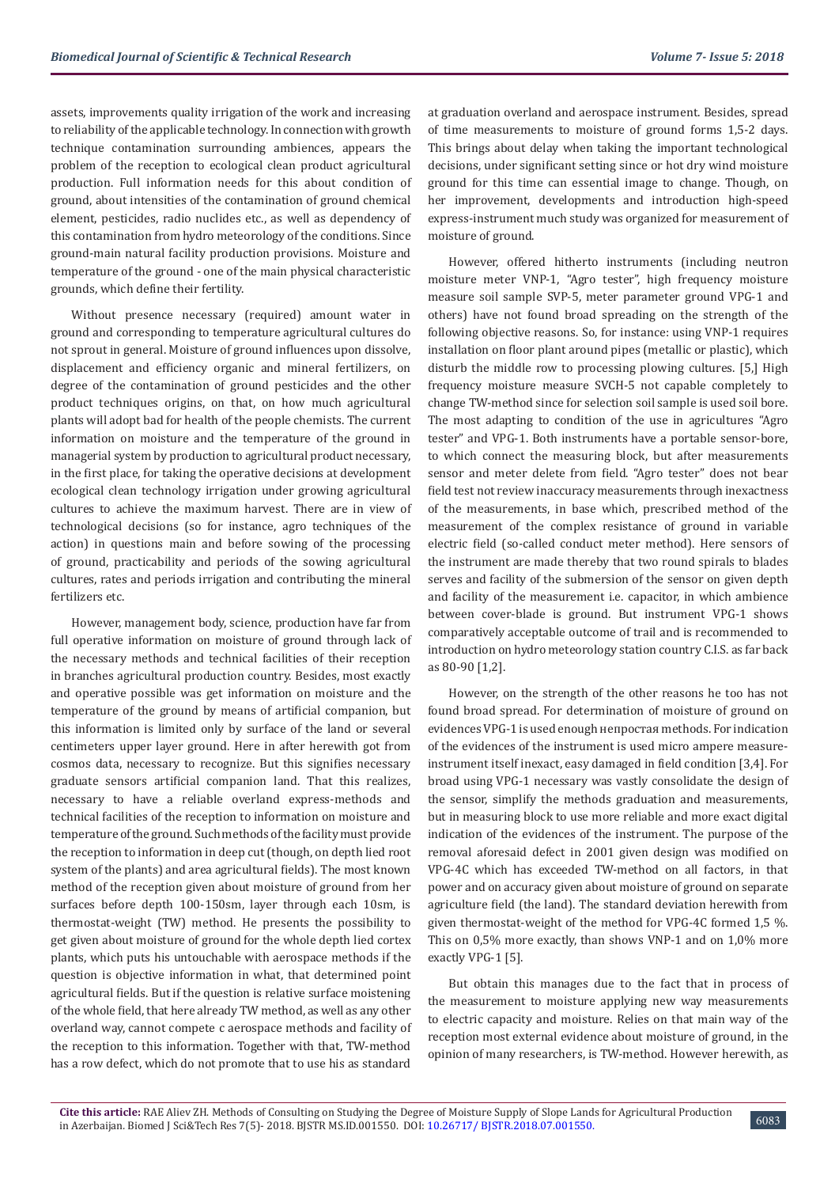assets, improvements quality irrigation of the work and increasing to reliability of the applicable technology. In connection with growth technique contamination surrounding ambiences, appears the problem of the reception to ecological clean product agricultural production. Full information needs for this about condition of ground, about intensities of the contamination of ground chemical element, pesticides, radio nuclides etc., as well as dependency of this contamination from hydro meteorology of the conditions. Since ground-main natural facility production provisions. Moisture and temperature of the ground - one of the main physical characteristic grounds, which define their fertility.

Without presence necessary (required) amount water in ground and corresponding to temperature agricultural cultures do not sprout in general. Moisture of ground influences upon dissolve, displacement and efficiency organic and mineral fertilizers, on degree of the contamination of ground pesticides and the other product techniques origins, on that, on how much agricultural plants will adopt bad for health of the people chemists. The current information on moisture and the temperature of the ground in managerial system by production to agricultural product necessary, in the first place, for taking the operative decisions at development ecological clean technology irrigation under growing agricultural cultures to achieve the maximum harvest. There are in view of technological decisions (so for instance, agro techniques of the action) in questions main and before sowing of the processing of ground, practicability and periods of the sowing agricultural cultures, rates and periods irrigation and contributing the mineral fertilizers etc.

However, management body, science, production have far from full operative information on moisture of ground through lack of the necessary methods and technical facilities of their reception in branches agricultural production country. Besides, most exactly and operative possible was get information on moisture and the temperature of the ground by means of artificial companion, but this information is limited only by surface of the land or several centimeters upper layer ground. Here in after herewith got from cosmos data, necessary to recognize. But this signifies necessary graduate sensors artificial companion land. That this realizes, necessary to have a reliable overland express-methods and technical facilities of the reception to information on moisture and temperature of the ground. Such methods of the facility must provide the reception to information in deep cut (though, on depth lied root system of the plants) and area agricultural fields). The most known method of the reception given about moisture of ground from her surfaces before depth 100-150sm, layer through each 10sm, is thermostat-weight (TW) method. He presents the possibility to get given about moisture of ground for the whole depth lied cortex plants, which puts his untouchable with aerospace methods if the question is objective information in what, that determined point agricultural fields. But if the question is relative surface moistening of the whole field, that here already TW method, as well as any other overland way, cannot compete c aerospace methods and facility of the reception to this information. Together with that, TW-method has a row defect, which do not promote that to use his as standard at graduation overland and aerospace instrument. Besides, spread of time measurements to moisture of ground forms 1,5-2 days. This brings about delay when taking the important technological decisions, under significant setting since or hot dry wind moisture ground for this time can essential image to change. Though, on her improvement, developments and introduction high-speed express-instrument much study was organized for measurement of moisture of ground.

However, offered hitherto instruments (including neutron moisture meter VNP-1, "Agro tester", high frequency moisture measure soil sample SVP-5, meter parameter ground VPG-1 and others) have not found broad spreading on the strength of the following objective reasons. So, for instance: using VNP-1 requires installation on floor plant around pipes (metallic or plastic), which disturb the middle row to processing plowing cultures. [5,] High frequency moisture measure SVCH-5 not capable completely to change TW-method since for selection soil sample is used soil bore. The most adapting to condition of the use in agricultures "Agro tester" and VPG-1. Both instruments have a portable sensor-bore, to which connect the measuring block, but after measurements sensor and meter delete from field. "Agro tester" does not bear field test not review inaccuracy measurements through inexactness of the measurements, in base which, prescribed method of the measurement of the complex resistance of ground in variable electric field (so-called conduct meter method). Here sensors of the instrument are made thereby that two round spirals to blades serves and facility of the submersion of the sensor on given depth and facility of the measurement i.e. capacitor, in which ambience between cover-blade is ground. But instrument VPG-1 shows comparatively acceptable outcome of trail and is recommended to introduction on hydro meteorology station country C.I.S. as far back as 80-90 [1,2].

However, on the strength of the other reasons he too has not found broad spread. For determination of moisture of ground on evidences VPG-1 is used enough непростая methods. For indication of the evidences of the instrument is used micro ampere measure-instrument itself inexact, easy damaged in field condition [3,4]. For broad using VPG-1 necessary was vastly consolidate the design of the sensor, simplify the methods graduation and measurements, but in measuring block to use more reliable and more exact digital indication of the evidences of the instrument. The purpose of the removal aforesaid defect in 2001 given design was modified on VPG-4C which has exceeded TW-method on all factors, in that power and on accuracy given about moisture of ground on separate agriculture field (the land). The standard deviation herewith from given thermostat-weight of the method for VPG-4C formed 1,5 %. This on 0,5% more exactly, than shows VNP-1 and on 1,0% more exactly VPG-1 [5].

But obtain this manages due to the fact that in process of the measurement to moisture applying new way measurements to electric capacity and moisture. Relies on that main way of the reception most external evidence about moisture of ground, in the opinion of many researchers, is TW-method. However herewith, as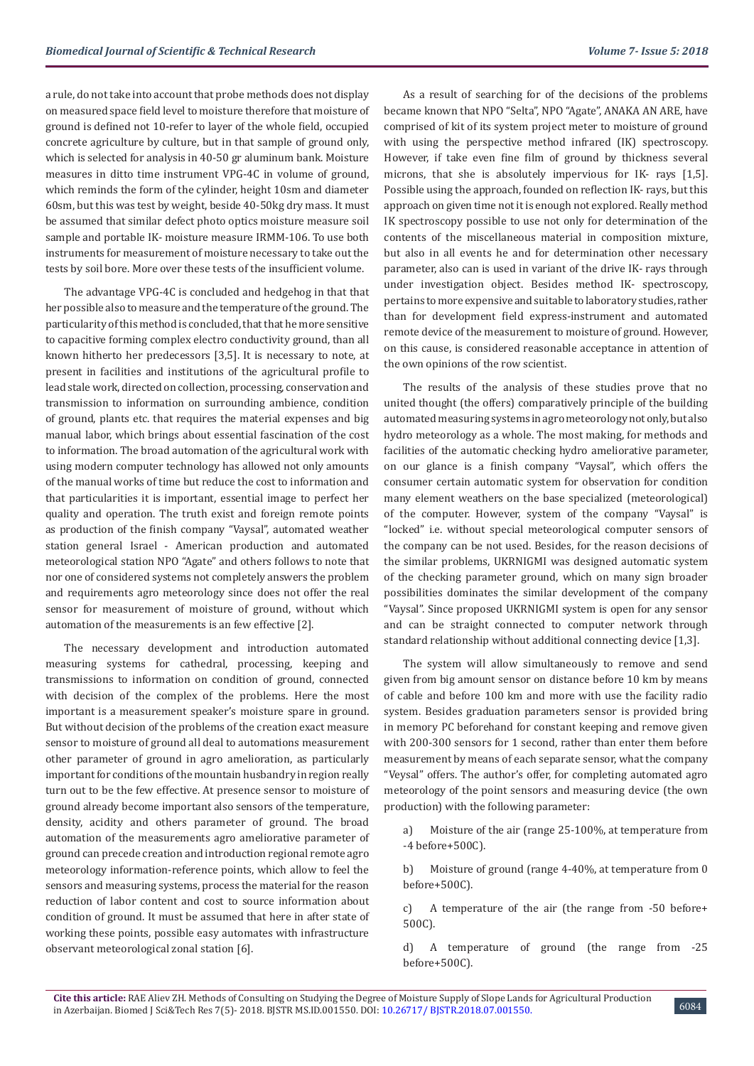a rule, do not take into account that probe methods does not display on measured space field level to moisture therefore that moisture of ground is defined not 10-refer to layer of the whole field, occupied concrete agriculture by culture, but in that sample of ground only, which is selected for analysis in 40-50 gr aluminum bank. Moisture measures in ditto time instrument VPG-4C in volume of ground, which reminds the form of the cylinder, height 10sm and diameter 60sm, but this was test by weight, beside 40-50kg dry mass. It must be assumed that similar defect photo optics moisture measure soil sample and portable IK- moisture measure IRMM-106. To use both instruments for measurement of moisture necessary to take out the tests by soil bore. More over these tests of the insufficient volume.

The advantage VPG-4C is concluded and hedgehog in that that her possible also to measure and the temperature of the ground. The particularity of this method is concluded, that that he more sensitive to capacitive forming complex electro conductivity ground, than all known hitherto her predecessors [3,5]. It is necessary to note, at present in facilities and institutions of the agricultural profile to lead stale work, directed on collection, processing, conservation and transmission to information on surrounding ambience, condition of ground, plants etc. that requires the material expenses and big manual labor, which brings about essential fascination of the cost to information. The broad automation of the agricultural work with using modern computer technology has allowed not only amounts of the manual works of time but reduce the cost to information and that particularities it is important, essential image to perfect her quality and operation. The truth exist and foreign remote points as production of the finish company "Vaysal", automated weather station general Israel - American production and automated meteorological station NPO "Agate" and others follows to note that nor one of considered systems not completely answers the problem and requirements agro meteorology since does not offer the real sensor for measurement of moisture of ground, without which automation of the measurements is an few effective [2].

The necessary development and introduction automated measuring systems for cathedral, processing, keeping and transmissions to information on condition of ground, connected with decision of the complex of the problems. Here the most important is a measurement speaker's moisture spare in ground. But without decision of the problems of the creation exact measure sensor to moisture of ground all deal to automations measurement other parameter of ground in agro amelioration, as particularly important for conditions of the mountain husbandry in region really turn out to be the few effective. At presence sensor to moisture of ground already become important also sensors of the temperature, density, acidity and others parameter of ground. The broad automation of the measurements agro ameliorative parameter of ground can precede creation and introduction regional remote agro meteorology information-reference points, which allow to feel the sensors and measuring systems, process the material for the reason reduction of labor content and cost to source information about condition of ground. It must be assumed that here in after state of working these points, possible easy automates with infrastructure observant meteorological zonal station [6].

As a result of searching for of the decisions of the problems became known that NPO "Selta", NPO "Agate", ANAKA AN ARE, have comprised of kit of its system project meter to moisture of ground with using the perspective method infrared (IK) spectroscopy. However, if take even fine film of ground by thickness several microns, that she is absolutely impervious for IK- rays [1,5]. Possible using the approach, founded on reflection IK- rays, but this approach on given time not it is enough not explored. Really method IK spectroscopy possible to use not only for determination of the contents of the miscellaneous material in composition mixture, but also in all events he and for determination other necessary parameter, also can is used in variant of the drive IK- rays through under investigation object. Besides method IK- spectroscopy, pertains to more expensive and suitable to laboratory studies, rather than for development field express-instrument and automated remote device of the measurement to moisture of ground. However, on this cause, is considered reasonable acceptance in attention of the own opinions of the row scientist.

The results of the analysis of these studies prove that no united thought (the offers) comparatively principle of the building automated measuring systems in agro meteorology not only, but also hydro meteorology as a whole. The most making, for methods and facilities of the automatic checking hydro ameliorative parameter, on our glance is a finish company "Vaysal", which offers the consumer certain automatic system for observation for condition many element weathers on the base specialized (meteorological) of the computer. However, system of the company "Vaysal" is "locked" i.e. without special meteorological computer sensors of the company can be not used. Besides, for the reason decisions of the similar problems, UKRNIGMI was designed automatic system of the checking parameter ground, which on many sign broader possibilities dominates the similar development of the company "Vaysal". Since proposed UKRNIGMI system is open for any sensor and can be straight connected to computer network through standard relationship without additional connecting device [1,3].

The system will allow simultaneously to remove and send given from big amount sensor on distance before 10 km by means of cable and before 100 km and more with use the facility radio system. Besides graduation parameters sensor is provided bring in memory PC beforehand for constant keeping and remove given with 200-300 sensors for 1 second, rather than enter them before measurement by means of each separate sensor, what the company "Veysal" offers. The author's offer, for completing automated agro meteorology of the point sensors and measuring device (the own production) with the following parameter:

a) Moisture of the air (range 25-100%, at temperature from -4 before+500C).

b) Moisture of ground (range 4-40%, at temperature from 0 before+500C).

c) A temperature of the air (the range from -50 before+ 500C).

d) A temperature of ground (the range from -25 before+500C).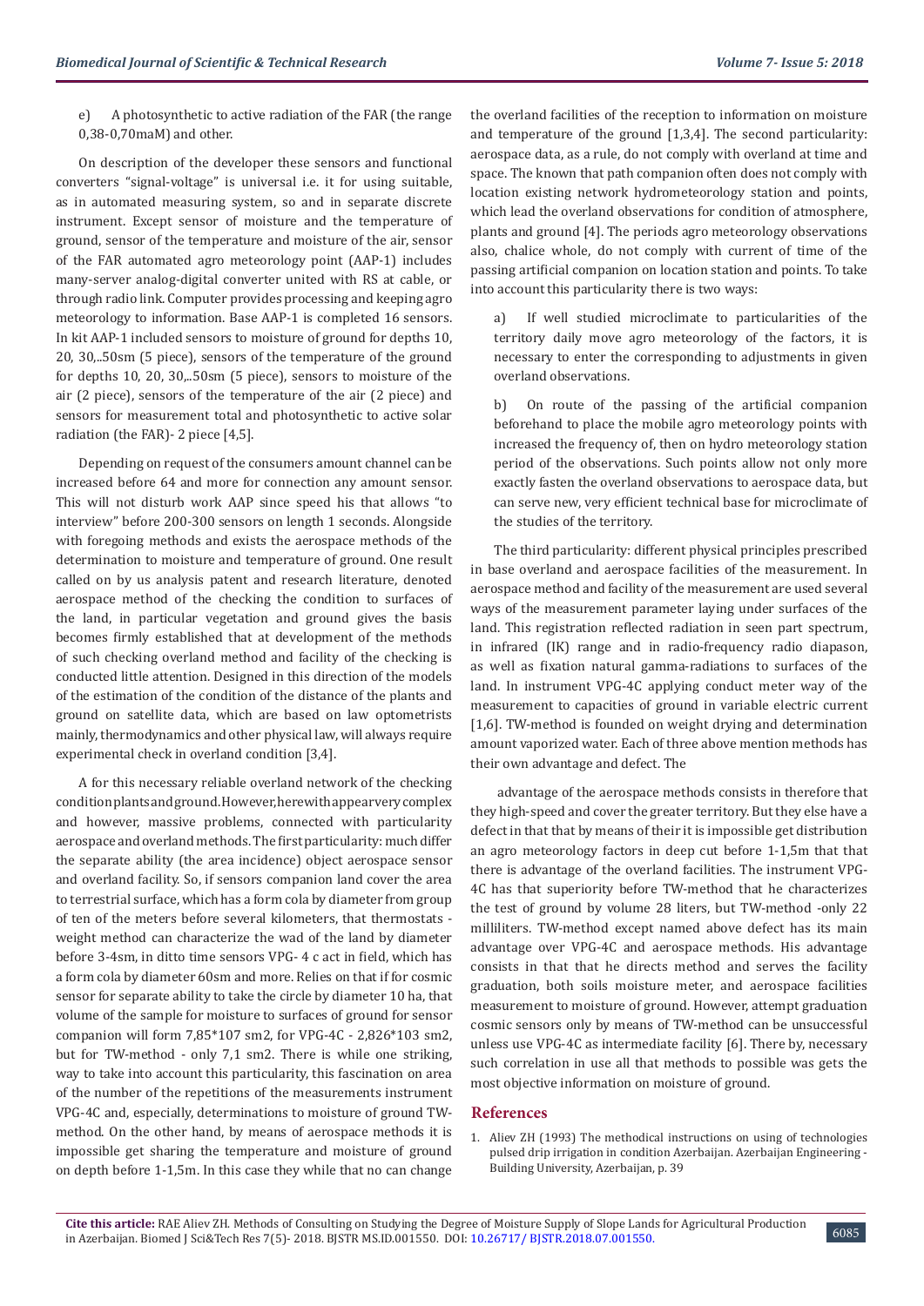e) A photosynthetic to active radiation of the FAR (the range 0,38-0,70maM) and other.

On description of the developer these sensors and functional converters "signal-voltage" is universal i.e. it for using suitable, as in automated measuring system, so and in separate discrete instrument. Except sensor of moisture and the temperature of ground, sensor of the temperature and moisture of the air, sensor of the FAR automated agro meteorology point (AAP-1) includes many-server analog-digital converter united with RS at cable, or through radio link. Computer provides processing and keeping agro meteorology to information. Base AAP-1 is completed 16 sensors. In kit AAP-1 included sensors to moisture of ground for depths 10, 20, 30,..50sm (5 piece), sensors of the temperature of the ground for depths 10, 20, 30,..50sm (5 piece), sensors to moisture of the air (2 piece), sensors of the temperature of the air (2 piece) and sensors for measurement total and photosynthetic to active solar radiation (the FAR)- 2 piece [4,5].

Depending on request of the consumers amount channel can be increased before 64 and more for connection any amount sensor. This will not disturb work AAP since speed his that allows "to interview" before 200-300 sensors on length 1 seconds. Alongside with foregoing methods and exists the aerospace methods of the determination to moisture and temperature of ground. One result called on by us analysis patent and research literature, denoted aerospace method of the checking the condition to surfaces of the land, in particular vegetation and ground gives the basis becomes firmly established that at development of the methods of such checking overland method and facility of the checking is conducted little attention. Designed in this direction of the models of the estimation of the condition of the distance of the plants and ground on satellite data, which are based on law optometrists mainly, thermodynamics and other physical law, will always require experimental check in overland condition [3,4].

A for this necessary reliable overland network of the checking condition plants and ground. However, herewith appear very complex and however, massive problems, connected with particularity aerospace and overland methods. The first particularity: much differ the separate ability (the area incidence) object aerospace sensor and overland facility. So, if sensors companion land cover the area to terrestrial surface, which has a form cola by diameter from group of ten of the meters before several kilometers, that thermostats - weight method can characterize the wad of the land by diameter before 3-4sm, in ditto time sensors VPG- 4 c act in field, which has a form cola by diameter 60sm and more. Relies on that if for cosmic sensor for separate ability to take the circle by diameter 10 ha, that volume of the sample for moisture to surfaces of ground for sensor companion will form 7,85*107 sm2, for VPG-4C - 2,826*103 sm2, but for TW-method - only 7,1 sm2. There is while one striking, way to take into account this particularity, this fascination on area of the number of the repetitions of the measurements instrument VPG-4C and, especially, determinations to moisture of ground TW-method. On the other hand, by means of aerospace methods it is impossible get sharing the temperature and moisture of ground on depth before 1-1,5m. In this case they while that no can change the overland facilities of the reception to information on moisture and temperature of the ground [1,3,4]. The second particularity: aerospace data, as a rule, do not comply with overland at time and space. The known that path companion often does not comply with location existing network hydrometeorology station and points, which lead the overland observations for condition of atmosphere, plants and ground [4]. The periods agro meteorology observations also, chalice whole, do not comply with current of time of the passing artificial companion on location station and points. To take into account this particularity there is two ways:

a) If well studied microclimate to particularities of the territory daily move agro meteorology of the factors, it is necessary to enter the corresponding to adjustments in given overland observations.

b) On route of the passing of the artificial companion beforehand to place the mobile agro meteorology points with increased the frequency of, then on hydro meteorology station period of the observations. Such points allow not only more exactly fasten the overland observations to aerospace data, but can serve new, very efficient technical base for microclimate of the studies of the territory.

The third particularity: different physical principles prescribed in base overland and aerospace facilities of the measurement. In aerospace method and facility of the measurement are used several ways of the measurement parameter laying under surfaces of the land. This registration reflected radiation in seen part spectrum, in infrared (IK) range and in radio-frequency radio diapason, as well as fixation natural gamma-radiations to surfaces of the land. In instrument VPG-4C applying conduct meter way of the measurement to capacities of ground in variable electric current [1,6]. TW-method is founded on weight drying and determination amount vaporized water. Each of three above mention methods has their own advantage and defect. The

advantage of the aerospace methods consists in therefore that they high-speed and cover the greater territory. But they else have a defect in that that by means of their it is impossible get distribution an agro meteorology factors in deep cut before 1-1,5m that that there is advantage of the overland facilities. The instrument VPG-4C has that superiority before TW-method that he characterizes the test of ground by volume 28 liters, but TW-method -only 22 milliliters. TW-method except named above defect has its main advantage over VPG-4C and aerospace methods. His advantage consists in that that he directs method and serves the facility graduation, both soils moisture meter, and aerospace facilities measurement to moisture of ground. However, attempt graduation cosmic sensors only by means of TW-method can be unsuccessful unless use VPG-4C as intermediate facility [6]. There by, necessary such correlation in use all that methods to possible was gets the most objective information on moisture of ground.

## References

1. Aliev ZH (1993) The methodical instructions on using of technologies pulsed drip irrigation in condition Azerbaijan. Azerbaijan Engineering - Building University, Azerbaijan, p. 39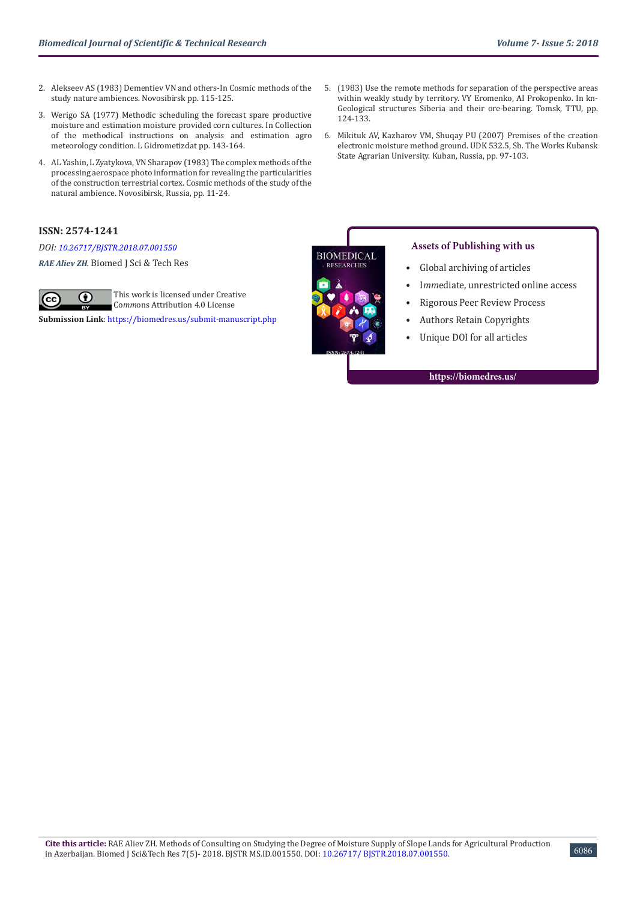2. Alekseev AS (1983) Dementiev VN and others-In Cosmic methods of the study nature ambiences. Novosibirsk pp. 115-125.

3. Werigo SA (1977) Methodic scheduling the forecast spare productive moisture and estimation moisture provided corn cultures. In Collection of the methodical instructions on analysis and estimation agro meteorology condition. L Gidrometizdat pp. 143-164.

4. AL Yashin, L Zyatykova, VN Sharapov (1983) The complex methods of the processing aerospace photo information for revealing the particularities of the construction terrestrial cortex. Cosmic methods of the study of the natural ambience. Novosibirsk, Russia, pp. 11-24.

5. (1983) Use the remote methods for separation of the perspective areas within weakly study by territory. VY Eromenko, AI Prokopenko. In kn-Geological structures Siberia and their ore-bearing. Tomsk, TTU, pp. 124-133.

6. Mikituk AV, Kazharov VM, Shuqay PU (2007) Premises of the creation electronic moisture method ground. UDK 532.5, Sb. The Works Kubansk State Agrarian University. Kuban, Russia, pp. 97-103.

**ISSN: 2574-1241**

*DOI: 10.26717/BJSTR.2018.07.001550*

***RAE Aliev ZH***. Biomed J Sci & Tech Res

This work is licensed under Creative Commons Attribution 4.0 License

**Submission Link**: https://biomedres.us/submit-manuscript.php

**Assets of Publishing with us**

- Global archiving of articles
- Immediate, unrestricted online access
- Rigorous Peer Review Process
- Authors Retain Copyrights
- Unique DOI for all articles

**https://biomedres.us/**

**Cite this article:** RAE Aliev ZH. Methods of Consulting on Studying the Degree of Moisture Supply of Slope Lands for Agricultural Production in Azerbaijan. Biomed J Sci&Tech Res 7(5)- 2018. BJSTR MS.ID.001550. DOI: 10.26717/ BJSTR.2018.07.001550.